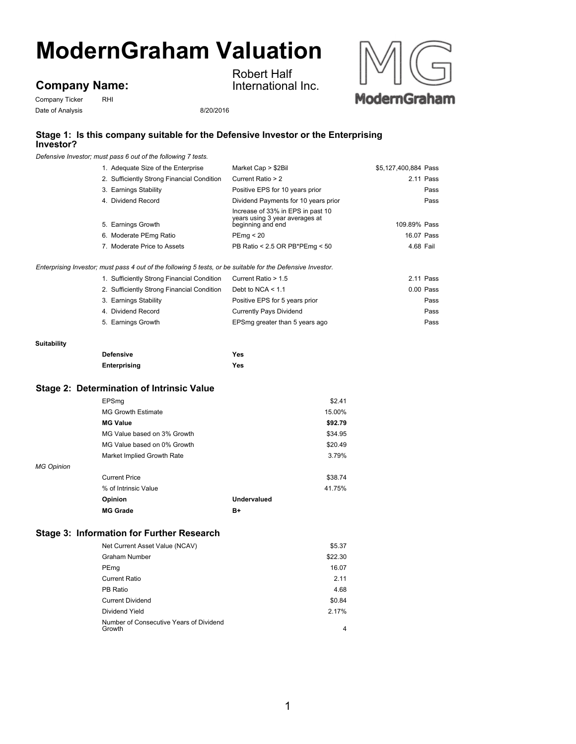# ModernGraham Valuation

**Company Name:** Robert Half International Inc.

Company Ticker: RHI

Date of Analysis: 8/20/2016

## Stage 1: Is this company suitable for the Defensive Investor or the Enterprising Investor?

*Defensive Investor; must pass 6 out of the following 7 tests.*

| Test | Criterion | Value | Result |
|---|---|---|---|
| 1. Adequate Size of the Enterprise | Market Cap > $2Bil | $5,127,400,884 | Pass |
| 2. Sufficiently Strong Financial Condition | Current Ratio > 2 | 2.11 | Pass |
| 3. Earnings Stability | Positive EPS for 10 years prior | | Pass |
| 4. Dividend Record | Dividend Payments for 10 years prior | | Pass |
| 5. Earnings Growth | Increase of 33% in EPS in past 10 years using 3 year averages at beginning and end | 109.89% | Pass |
| 6. Moderate PEmg Ratio | PEmg < 20 | 16.07 | Pass |
| 7. Moderate Price to Assets | PB Ratio < 2.5 OR PB*PEmg < 50 | 4.68 | Fail |

*Enterprising Investor; must pass 4 out of the following 5 tests, or be suitable for the Defensive Investor.*

| Test | Criterion | Value | Result |
|---|---|---|---|
| 1. Sufficiently Strong Financial Condition | Current Ratio > 1.5 | 2.11 | Pass |
| 2. Sufficiently Strong Financial Condition | Debt to NCA < 1.1 | 0.00 | Pass |
| 3. Earnings Stability | Positive EPS for 5 years prior | | Pass |
| 4. Dividend Record | Currently Pays Dividend | | Pass |
| 5. Earnings Growth | EPSmg greater than 5 years ago | | Pass |

**Suitability**

| | |
|---|---|
| **Defensive** | **Yes** |
| **Enterprising** | **Yes** |

## Stage 2: Determination of Intrinsic Value

| | |
|---|---|
| EPSmg | $2.41 |
| MG Growth Estimate | 15.00% |
| **MG Value** | **$92.79** |
| MG Value based on 3% Growth | $34.95 |
| MG Value based on 0% Growth | $20.49 |
| Market Implied Growth Rate | 3.79% |

*MG Opinion*

| | | |
|---|---|---|
| Current Price | | $38.74 |
| % of Intrinsic Value | | 41.75% |
| **Opinion** | **Undervalued** | |
| **MG Grade** | **B+** | |

## Stage 3: Information for Further Research

| | |
|---|---|
| Net Current Asset Value (NCAV) | $5.37 |
| Graham Number | $22.30 |
| PEmg | 16.07 |
| Current Ratio | 2.11 |
| PB Ratio | 4.68 |
| Current Dividend | $0.84 |
| Dividend Yield | 2.17% |
| Number of Consecutive Years of Dividend Growth | 4 |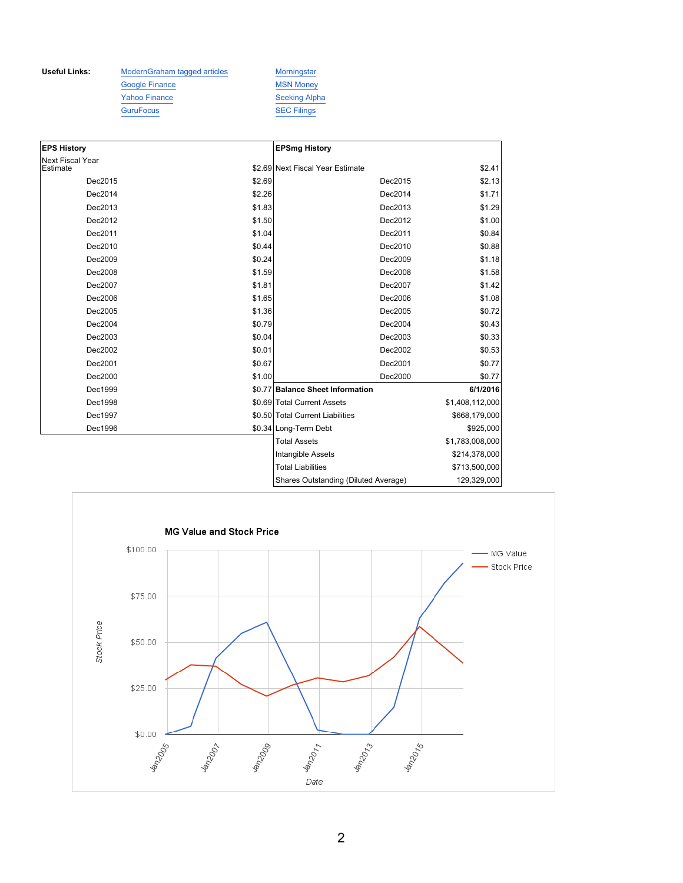**Useful Links:**

- ModernGraham tagged articles
- Google Finance
- Yahoo Finance
- GuruFocus
- Morningstar
- MSN Money
- Seeking Alpha
- SEC Filings

| EPS History | |
|---|---|
| Next Fiscal Year Estimate | $2.69 |
| Dec2015 | $2.69 |
| Dec2014 | $2.26 |
| Dec2013 | $1.83 |
| Dec2012 | $1.50 |
| Dec2011 | $1.04 |
| Dec2010 | $0.44 |
| Dec2009 | $0.24 |
| Dec2008 | $1.59 |
| Dec2007 | $1.81 |
| Dec2006 | $1.65 |
| Dec2005 | $1.36 |
| Dec2004 | $0.79 |
| Dec2003 | $0.04 |
| Dec2002 | $0.01 |
| Dec2001 | $0.67 |
| Dec2000 | $1.00 |
| Dec1999 | $0.77 |
| Dec1998 | $0.69 |
| Dec1997 | $0.50 |
| Dec1996 | $0.34 |

| EPSmg History | |
|---|---|
| Next Fiscal Year Estimate | $2.41 |
| Dec2015 | $2.13 |
| Dec2014 | $1.71 |
| Dec2013 | $1.29 |
| Dec2012 | $1.00 |
| Dec2011 | $0.84 |
| Dec2010 | $0.88 |
| Dec2009 | $1.18 |
| Dec2008 | $1.58 |
| Dec2007 | $1.42 |
| Dec2006 | $1.08 |
| Dec2005 | $0.72 |
| Dec2004 | $0.43 |
| Dec2003 | $0.33 |
| Dec2002 | $0.53 |
| Dec2001 | $0.77 |
| Dec2000 | $0.77 |

| Balance Sheet Information | 6/1/2016 |
|---|---|
| Total Current Assets | $1,408,112,000 |
| Total Current Liabilities | $668,179,000 |
| Long-Term Debt | $925,000 |
| Total Assets | $1,783,008,000 |
| Intangible Assets | $214,378,000 |
| Total Liabilities | $713,500,000 |
| Shares Outstanding (Diluted Average) | 129,329,000 |

MG Value and Stock Price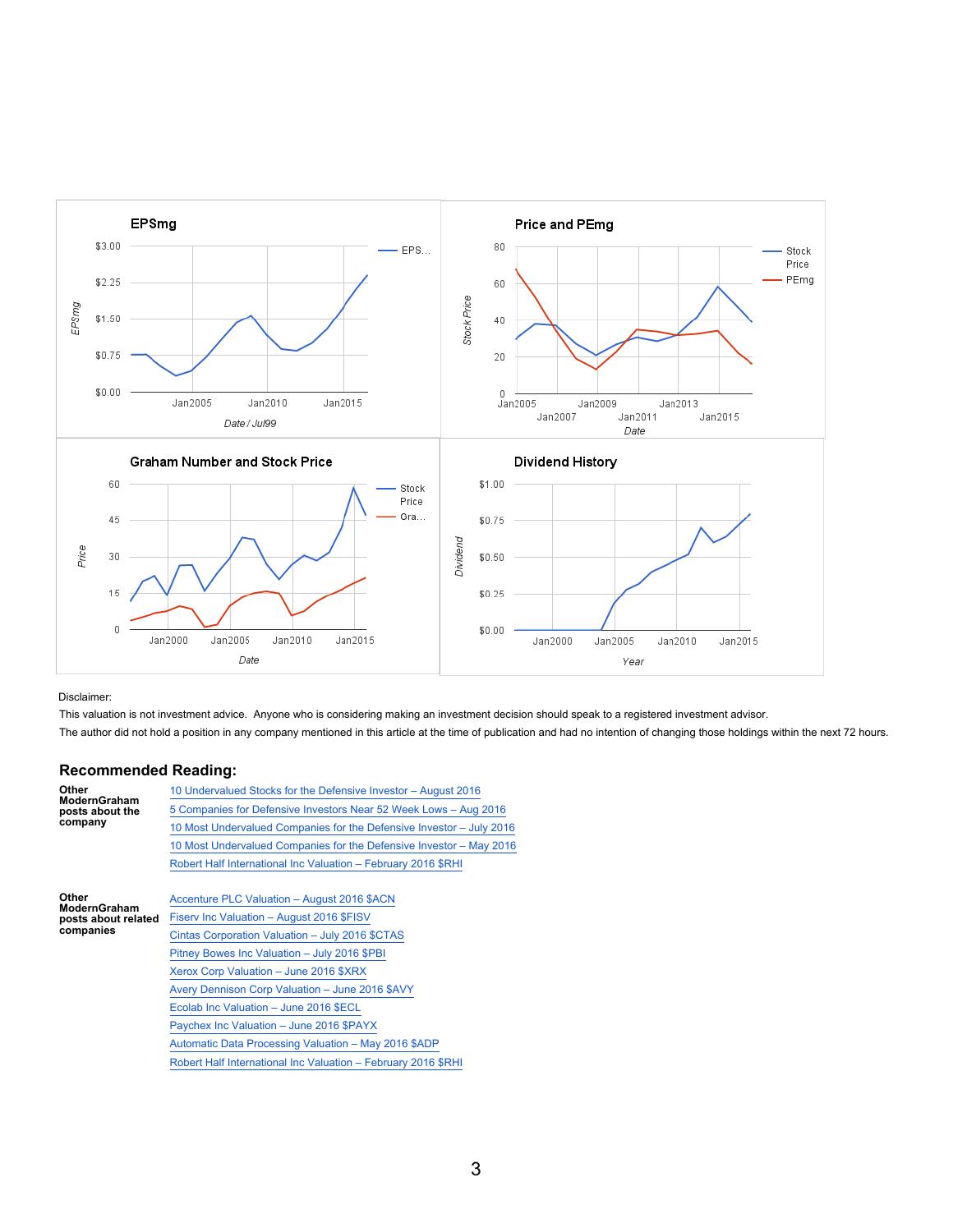EPSmg

$3.00
$2.25
$1.50
$0.75
$0.00

EPSmg

Jan2005
Jan2010
Jan2015

Date / Jul99

EPS...

Price and PEmg

80
60
40
20
0

Stock Price

Jan2005
Jan2007
Jan2009
Jan2011
Jan2013
Jan2015

Date

Stock Price
PEmg

Graham Number and Stock Price

60
45
30
15
0

Price

Jan2000
Jan2005
Jan2010
Jan2015

Date

Stock Price
Ora...

Dividend History

$1.00
$0.75
$0.50
$0.25
$0.00

Dividend

Jan2000
Jan2005
Jan2010
Jan2015

Year

Disclaimer:

This valuation is not investment advice. Anyone who is considering making an investment decision should speak to a registered investment advisor.

The author did not hold a position in any company mentioned in this article at the time of publication and had no intention of changing those holdings within the next 72 hours.

## Recommended Reading:

| | |
|---|---|
| **Other ModernGraham posts about the company** | 10 Undervalued Stocks for the Defensive Investor – August 2016<br>5 Companies for Defensive Investors Near 52 Week Lows – Aug 2016<br>10 Most Undervalued Companies for the Defensive Investor – July 2016<br>10 Most Undervalued Companies for the Defensive Investor – May 2016<br>Robert Half International Inc Valuation – February 2016 $RHI |
| **Other ModernGraham posts about related companies** | Accenture PLC Valuation – August 2016 $ACN<br>Fiserv Inc Valuation – August 2016 $FISV<br>Cintas Corporation Valuation – July 2016 $CTAS<br>Pitney Bowes Inc Valuation – July 2016 $PBI<br>Xerox Corp Valuation – June 2016 $XRX<br>Avery Dennison Corp Valuation – June 2016 $AVY<br>Ecolab Inc Valuation – June 2016 $ECL<br>Paychex Inc Valuation – June 2016 $PAYX<br>Automatic Data Processing Valuation – May 2016 $ADP<br>Robert Half International Inc Valuation – February 2016 $RHI |